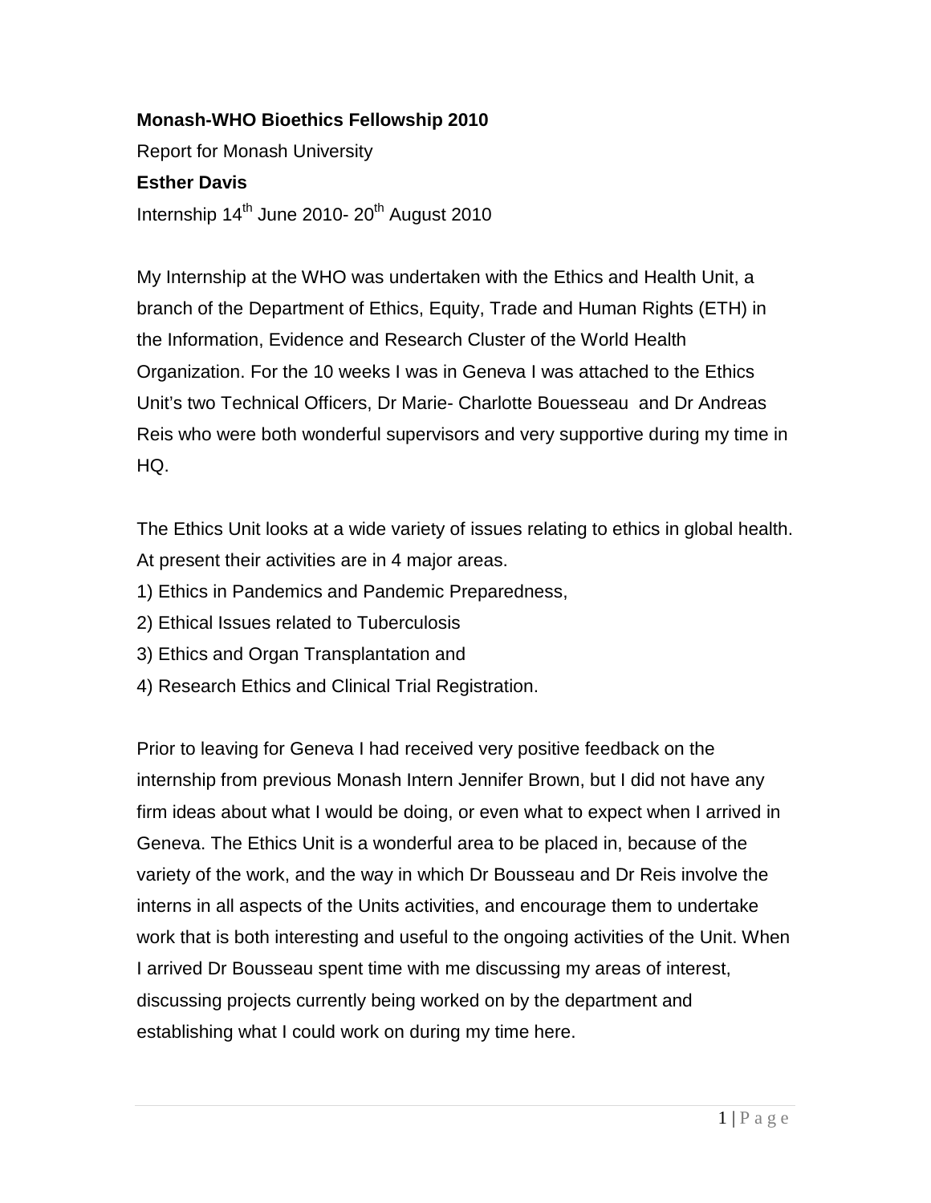**Monash-WHO Bioethics Fellowship 2010**

Report for Monash University

**Esther Davis**

Internship 14th June 2010- 20th August 2010

My Internship at the WHO was undertaken with the Ethics and Health Unit, a branch of the Department of Ethics, Equity, Trade and Human Rights (ETH) in the Information, Evidence and Research Cluster of the World Health Organization. For the 10 weeks I was in Geneva I was attached to the Ethics Unit's two Technical Officers, Dr Marie- Charlotte Bouesseau and Dr Andreas Reis who were both wonderful supervisors and very supportive during my time in HQ.

The Ethics Unit looks at a wide variety of issues relating to ethics in global health. At present their activities are in 4 major areas.

1) Ethics in Pandemics and Pandemic Preparedness,
2) Ethical Issues related to Tuberculosis
3) Ethics and Organ Transplantation and
4) Research Ethics and Clinical Trial Registration.

Prior to leaving for Geneva I had received very positive feedback on the internship from previous Monash Intern Jennifer Brown, but I did not have any firm ideas about what I would be doing, or even what to expect when I arrived in Geneva. The Ethics Unit is a wonderful area to be placed in, because of the variety of the work, and the way in which Dr Bousseau and Dr Reis involve the interns in all aspects of the Units activities, and encourage them to undertake work that is both interesting and useful to the ongoing activities of the Unit. When I arrived Dr Bousseau spent time with me discussing my areas of interest, discussing projects currently being worked on by the department and establishing what I could work on during my time here.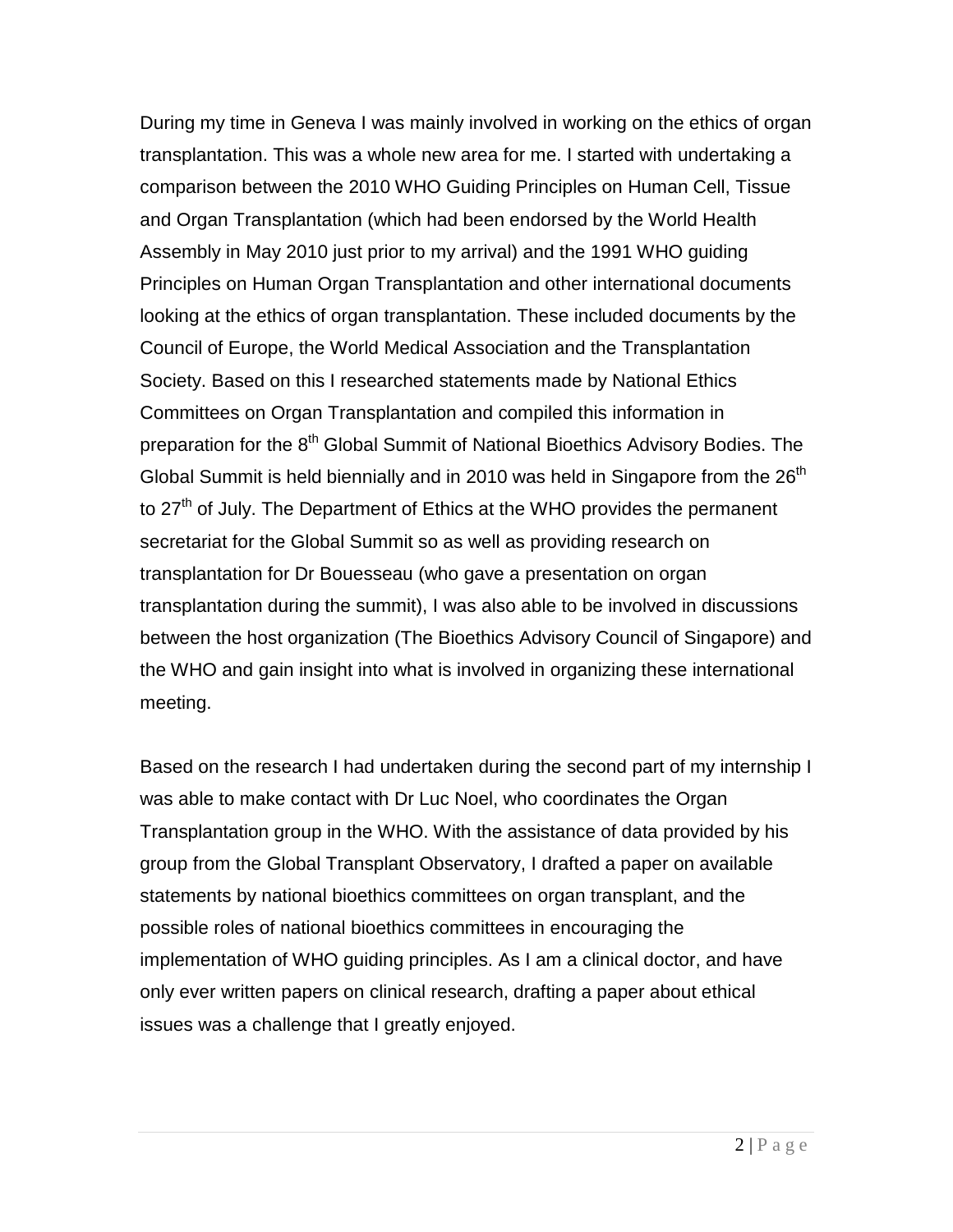During my time in Geneva I was mainly involved in working on the ethics of organ transplantation. This was a whole new area for me. I started with undertaking a comparison between the 2010 WHO Guiding Principles on Human Cell, Tissue and Organ Transplantation (which had been endorsed by the World Health Assembly in May 2010 just prior to my arrival) and the 1991 WHO guiding Principles on Human Organ Transplantation and other international documents looking at the ethics of organ transplantation. These included documents by the Council of Europe, the World Medical Association and the Transplantation Society. Based on this I researched statements made by National Ethics Committees on Organ Transplantation and compiled this information in preparation for the 8th Global Summit of National Bioethics Advisory Bodies. The Global Summit is held biennially and in 2010 was held in Singapore from the 26th to 27th of July. The Department of Ethics at the WHO provides the permanent secretariat for the Global Summit so as well as providing research on transplantation for Dr Bouesseau (who gave a presentation on organ transplantation during the summit), I was also able to be involved in discussions between the host organization (The Bioethics Advisory Council of Singapore) and the WHO and gain insight into what is involved in organizing these international meeting.

Based on the research I had undertaken during the second part of my internship I was able to make contact with Dr Luc Noel, who coordinates the Organ Transplantation group in the WHO. With the assistance of data provided by his group from the Global Transplant Observatory, I drafted a paper on available statements by national bioethics committees on organ transplant, and the possible roles of national bioethics committees in encouraging the implementation of WHO guiding principles. As I am a clinical doctor, and have only ever written papers on clinical research, drafting a paper about ethical issues was a challenge that I greatly enjoyed.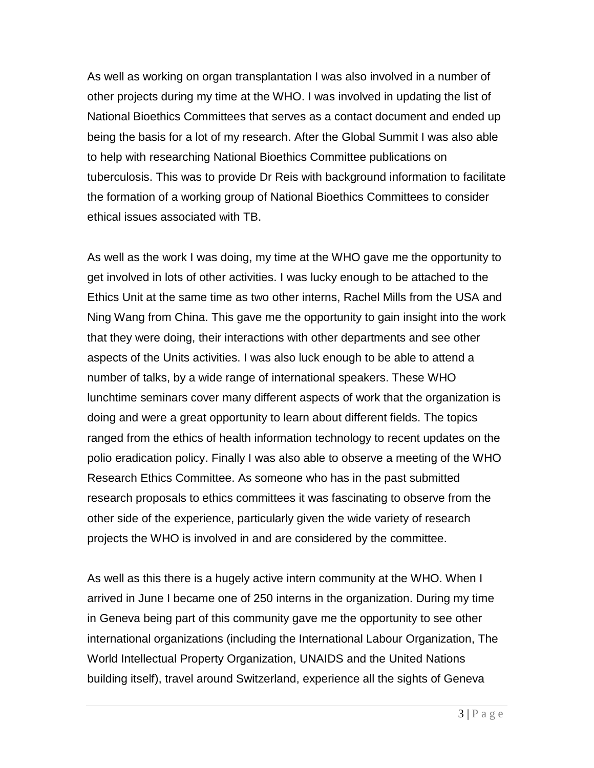As well as working on organ transplantation I was also involved in a number of other projects during my time at the WHO. I was involved in updating the list of National Bioethics Committees that serves as a contact document and ended up being the basis for a lot of my research. After the Global Summit I was also able to help with researching National Bioethics Committee publications on tuberculosis. This was to provide Dr Reis with background information to facilitate the formation of a working group of National Bioethics Committees to consider ethical issues associated with TB.

As well as the work I was doing, my time at the WHO gave me the opportunity to get involved in lots of other activities. I was lucky enough to be attached to the Ethics Unit at the same time as two other interns, Rachel Mills from the USA and Ning Wang from China. This gave me the opportunity to gain insight into the work that they were doing, their interactions with other departments and see other aspects of the Units activities. I was also luck enough to be able to attend a number of talks, by a wide range of international speakers. These WHO lunchtime seminars cover many different aspects of work that the organization is doing and were a great opportunity to learn about different fields. The topics ranged from the ethics of health information technology to recent updates on the polio eradication policy. Finally I was also able to observe a meeting of the WHO Research Ethics Committee. As someone who has in the past submitted research proposals to ethics committees it was fascinating to observe from the other side of the experience, particularly given the wide variety of research projects the WHO is involved in and are considered by the committee.

As well as this there is a hugely active intern community at the WHO. When I arrived in June I became one of 250 interns in the organization. During my time in Geneva being part of this community gave me the opportunity to see other international organizations (including the International Labour Organization, The World Intellectual Property Organization, UNAIDS and the United Nations building itself), travel around Switzerland, experience all the sights of Geneva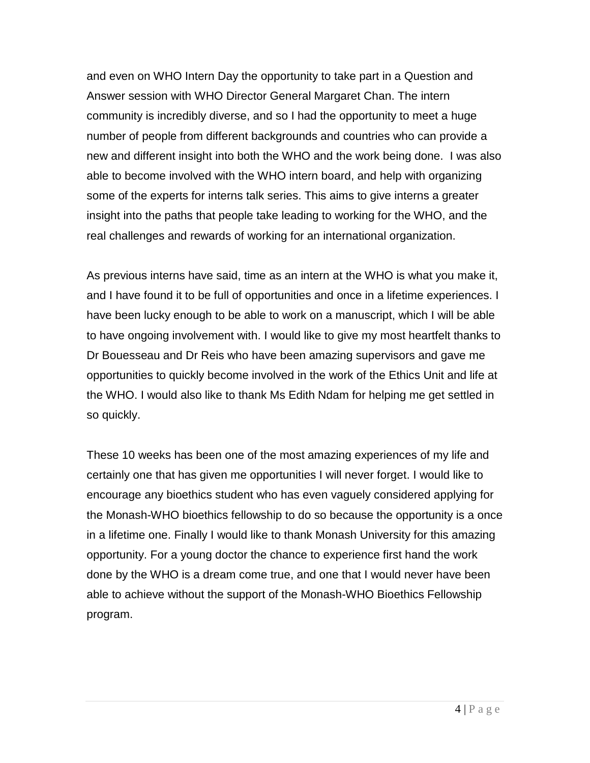and even on WHO Intern Day the opportunity to take part in a Question and Answer session with WHO Director General Margaret Chan. The intern community is incredibly diverse, and so I had the opportunity to meet a huge number of people from different backgrounds and countries who can provide a new and different insight into both the WHO and the work being done. I was also able to become involved with the WHO intern board, and help with organizing some of the experts for interns talk series. This aims to give interns a greater insight into the paths that people take leading to working for the WHO, and the real challenges and rewards of working for an international organization.

As previous interns have said, time as an intern at the WHO is what you make it, and I have found it to be full of opportunities and once in a lifetime experiences. I have been lucky enough to be able to work on a manuscript, which I will be able to have ongoing involvement with. I would like to give my most heartfelt thanks to Dr Bouesseau and Dr Reis who have been amazing supervisors and gave me opportunities to quickly become involved in the work of the Ethics Unit and life at the WHO. I would also like to thank Ms Edith Ndam for helping me get settled in so quickly.

These 10 weeks has been one of the most amazing experiences of my life and certainly one that has given me opportunities I will never forget. I would like to encourage any bioethics student who has even vaguely considered applying for the Monash-WHO bioethics fellowship to do so because the opportunity is a once in a lifetime one. Finally I would like to thank Monash University for this amazing opportunity. For a young doctor the chance to experience first hand the work done by the WHO is a dream come true, and one that I would never have been able to achieve without the support of the Monash-WHO Bioethics Fellowship program.